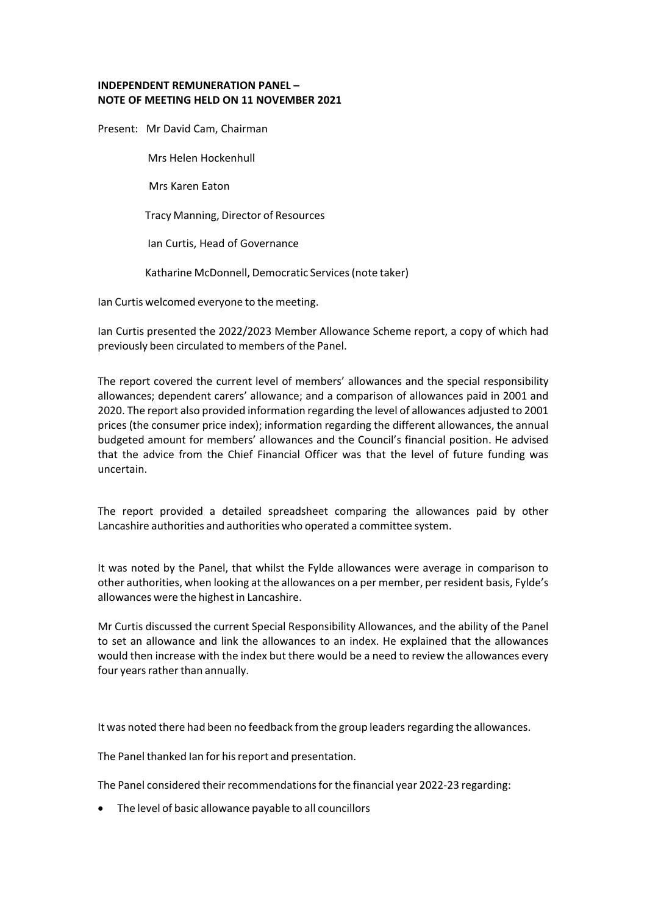**INDEPENDENT REMUNERATION PANEL – NOTE OF MEETING HELD ON 11 NOVEMBER 2021**

Present: Mr David Cam, Chairman

Mrs Helen Hockenhull

Mrs Karen Eaton

Tracy Manning, Director of Resources

Ian Curtis, Head of Governance

Katharine McDonnell, Democratic Services (note taker)

Ian Curtis welcomed everyone to the meeting.

Ian Curtis presented the 2022/2023 Member Allowance Scheme report, a copy of which had previously been circulated to members of the Panel.

The report covered the current level of members' allowances and the special responsibility allowances; dependent carers' allowance; and a comparison of allowances paid in 2001 and 2020. The report also provided information regarding the level of allowances adjusted to 2001 prices (the consumer price index); information regarding the different allowances, the annual budgeted amount for members' allowances and the Council's financial position. He advised that the advice from the Chief Financial Officer was that the level of future funding was uncertain.

The report provided a detailed spreadsheet comparing the allowances paid by other Lancashire authorities and authorities who operated a committee system.

It was noted by the Panel, that whilst the Fylde allowances were average in comparison to other authorities, when looking at the allowances on a per member, per resident basis, Fylde's allowances were the highest in Lancashire.

Mr Curtis discussed the current Special Responsibility Allowances, and the ability of the Panel to set an allowance and link the allowances to an index. He explained that the allowances would then increase with the index but there would be a need to review the allowances every four years rather than annually.

It was noted there had been no feedback from the group leaders regarding the allowances.

The Panel thanked Ian for his report and presentation.

The Panel considered their recommendations for the financial year 2022-23 regarding:

- The level of basic allowance payable to all councillors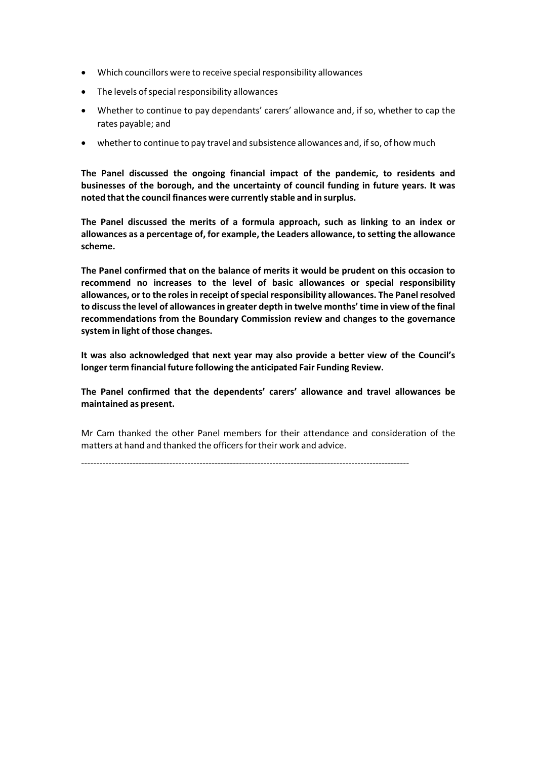- Which councillors were to receive special responsibility allowances
- The levels of special responsibility allowances
- Whether to continue to pay dependants' carers' allowance and, if so, whether to cap the rates payable; and
- whether to continue to pay travel and subsistence allowances and, if so, of how much

**The Panel discussed the ongoing financial impact of the pandemic, to residents and businesses of the borough, and the uncertainty of council funding in future years. It was noted that the council finances were currently stable and in surplus.**

**The Panel discussed the merits of a formula approach, such as linking to an index or allowances as a percentage of, for example, the Leaders allowance, to setting the allowance scheme.**

**The Panel confirmed that on the balance of merits it would be prudent on this occasion to recommend no increases to the level of basic allowances or special responsibility allowances, or to the roles in receipt of special responsibility allowances. The Panel resolved to discuss the level of allowances in greater depth in twelve months' time in view of the final recommendations from the Boundary Commission review and changes to the governance system in light of those changes.**

**It was also acknowledged that next year may also provide a better view of the Council's longer term financial future following the anticipated Fair Funding Review.**

**The Panel confirmed that the dependents' carers' allowance and travel allowances be maintained as present.**

Mr Cam thanked the other Panel members for their attendance and consideration of the matters at hand and thanked the officers for their work and advice.

---